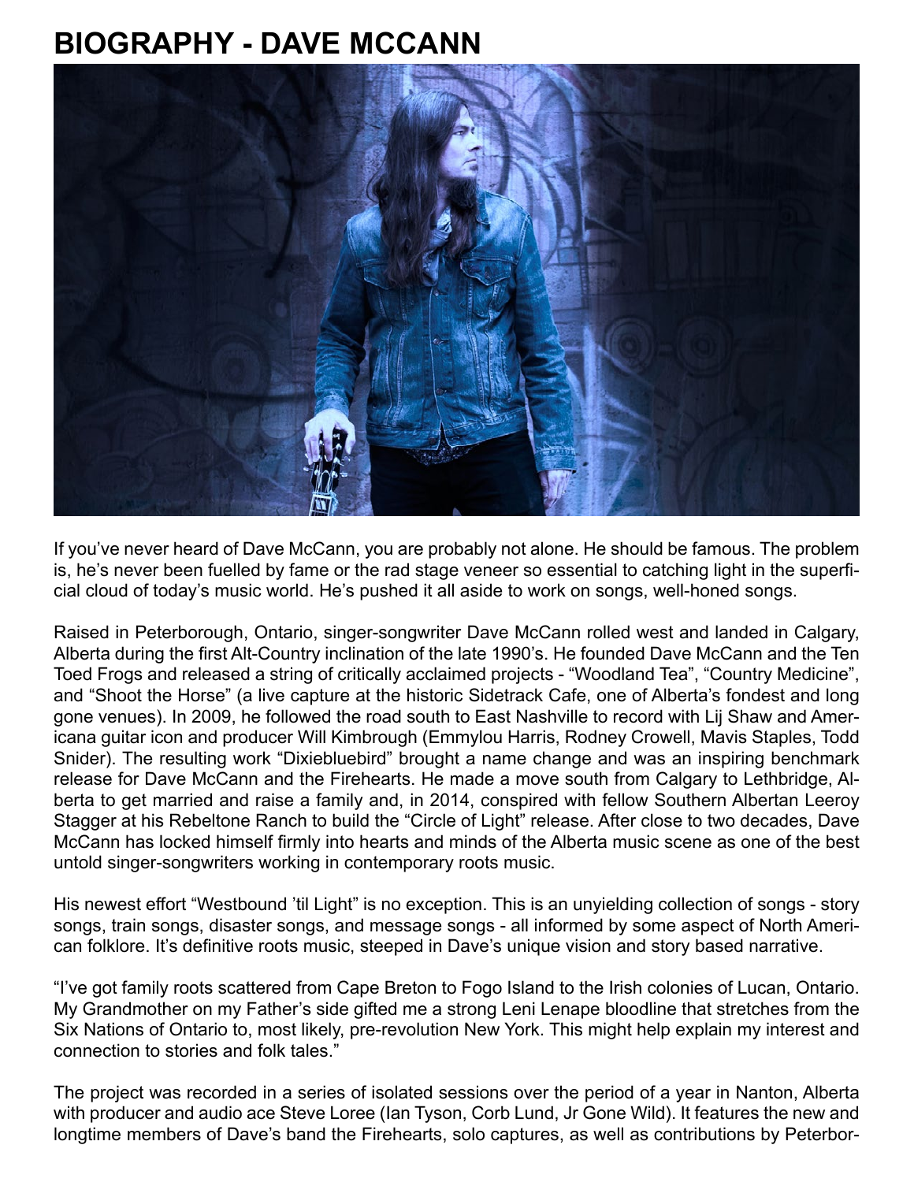# BIOGRAPHY - DAVE MCCANN

If you've never heard of Dave McCann, you are probably not alone. He should be famous. The problem is, he's never been fuelled by fame or the rad stage veneer so essential to catching light in the superficial cloud of today's music world. He's pushed it all aside to work on songs, well-honed songs.

Raised in Peterborough, Ontario, singer-songwriter Dave McCann rolled west and landed in Calgary, Alberta during the first Alt-Country inclination of the late 1990's. He founded Dave McCann and the Ten Toed Frogs and released a string of critically acclaimed projects - "Woodland Tea", "Country Medicine", and "Shoot the Horse" (a live capture at the historic Sidetrack Cafe, one of Alberta's fondest and long gone venues). In 2009, he followed the road south to East Nashville to record with Lij Shaw and Americana guitar icon and producer Will Kimbrough (Emmylou Harris, Rodney Crowell, Mavis Staples, Todd Snider). The resulting work "Dixiebluebird" brought a name change and was an inspiring benchmark release for Dave McCann and the Firehearts. He made a move south from Calgary to Lethbridge, Alberta to get married and raise a family and, in 2014, conspired with fellow Southern Albertan Leeroy Stagger at his Rebeltone Ranch to build the "Circle of Light" release. After close to two decades, Dave McCann has locked himself firmly into hearts and minds of the Alberta music scene as one of the best untold singer-songwriters working in contemporary roots music.

His newest effort "Westbound 'til Light" is no exception. This is an unyielding collection of songs - story songs, train songs, disaster songs, and message songs - all informed by some aspect of North American folklore. It's definitive roots music, steeped in Dave's unique vision and story based narrative.

"I've got family roots scattered from Cape Breton to Fogo Island to the Irish colonies of Lucan, Ontario. My Grandmother on my Father's side gifted me a strong Leni Lenape bloodline that stretches from the Six Nations of Ontario to, most likely, pre-revolution New York. This might help explain my interest and connection to stories and folk tales."

The project was recorded in a series of isolated sessions over the period of a year in Nanton, Alberta with producer and audio ace Steve Loree (Ian Tyson, Corb Lund, Jr Gone Wild). It features the new and longtime members of Dave's band the Firehearts, solo captures, as well as contributions by Peterbor-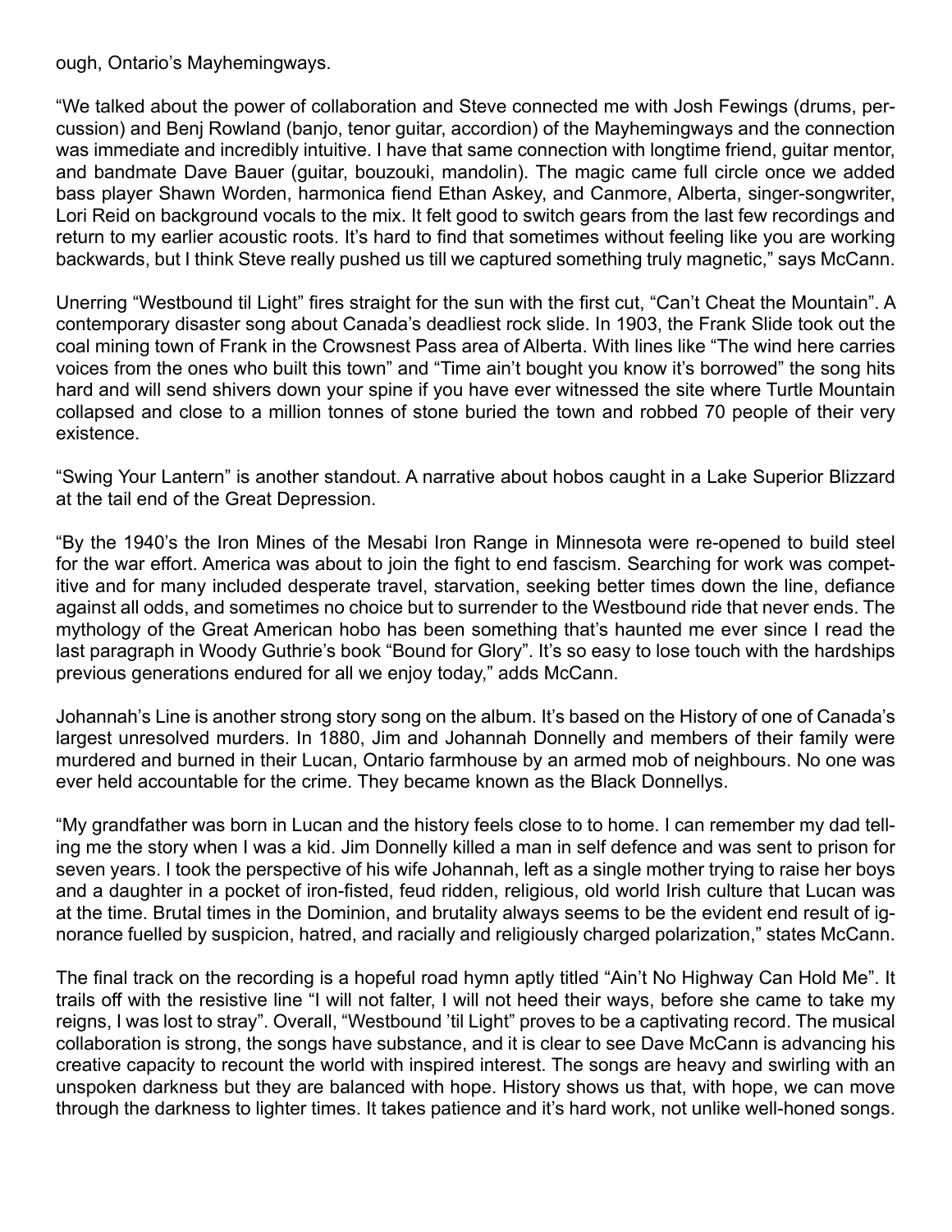ough, Ontario's Mayhemingways.

"We talked about the power of collaboration and Steve connected me with Josh Fewings (drums, percussion) and Benj Rowland (banjo, tenor guitar, accordion) of the Mayhemingways and the connection was immediate and incredibly intuitive. I have that same connection with longtime friend, guitar mentor, and bandmate Dave Bauer (guitar, bouzouki, mandolin). The magic came full circle once we added bass player Shawn Worden, harmonica fiend Ethan Askey, and Canmore, Alberta, singer-songwriter, Lori Reid on background vocals to the mix. It felt good to switch gears from the last few recordings and return to my earlier acoustic roots. It's hard to find that sometimes without feeling like you are working backwards, but I think Steve really pushed us till we captured something truly magnetic," says McCann.

Unerring "Westbound til Light" fires straight for the sun with the first cut, "Can't Cheat the Mountain". A contemporary disaster song about Canada's deadliest rock slide. In 1903, the Frank Slide took out the coal mining town of Frank in the Crowsnest Pass area of Alberta. With lines like "The wind here carries voices from the ones who built this town" and "Time ain't bought you know it's borrowed" the song hits hard and will send shivers down your spine if you have ever witnessed the site where Turtle Mountain collapsed and close to a million tonnes of stone buried the town and robbed 70 people of their very existence.

"Swing Your Lantern" is another standout. A narrative about hobos caught in a Lake Superior Blizzard at the tail end of the Great Depression.

"By the 1940's the Iron Mines of the Mesabi Iron Range in Minnesota were re-opened to build steel for the war effort. America was about to join the fight to end fascism. Searching for work was competitive and for many included desperate travel, starvation, seeking better times down the line, defiance against all odds, and sometimes no choice but to surrender to the Westbound ride that never ends. The mythology of the Great American hobo has been something that's haunted me ever since I read the last paragraph in Woody Guthrie's book "Bound for Glory". It's so easy to lose touch with the hardships previous generations endured for all we enjoy today," adds McCann.

Johannah's Line is another strong story song on the album. It's based on the History of one of Canada's largest unresolved murders. In 1880, Jim and Johannah Donnelly and members of their family were murdered and burned in their Lucan, Ontario farmhouse by an armed mob of neighbours. No one was ever held accountable for the crime. They became known as the Black Donnellys.

"My grandfather was born in Lucan and the history feels close to to home. I can remember my dad telling me the story when I was a kid. Jim Donnelly killed a man in self defence and was sent to prison for seven years. I took the perspective of his wife Johannah, left as a single mother trying to raise her boys and a daughter in a pocket of iron-fisted, feud ridden, religious, old world Irish culture that Lucan was at the time. Brutal times in the Dominion, and brutality always seems to be the evident end result of ignorance fuelled by suspicion, hatred, and racially and religiously charged polarization," states McCann.

The final track on the recording is a hopeful road hymn aptly titled "Ain't No Highway Can Hold Me". It trails off with the resistive line "I will not falter, I will not heed their ways, before she came to take my reigns, I was lost to stray". Overall, "Westbound 'til Light" proves to be a captivating record. The musical collaboration is strong, the songs have substance, and it is clear to see Dave McCann is advancing his creative capacity to recount the world with inspired interest. The songs are heavy and swirling with an unspoken darkness but they are balanced with hope. History shows us that, with hope, we can move through the darkness to lighter times. It takes patience and it's hard work, not unlike well-honed songs.